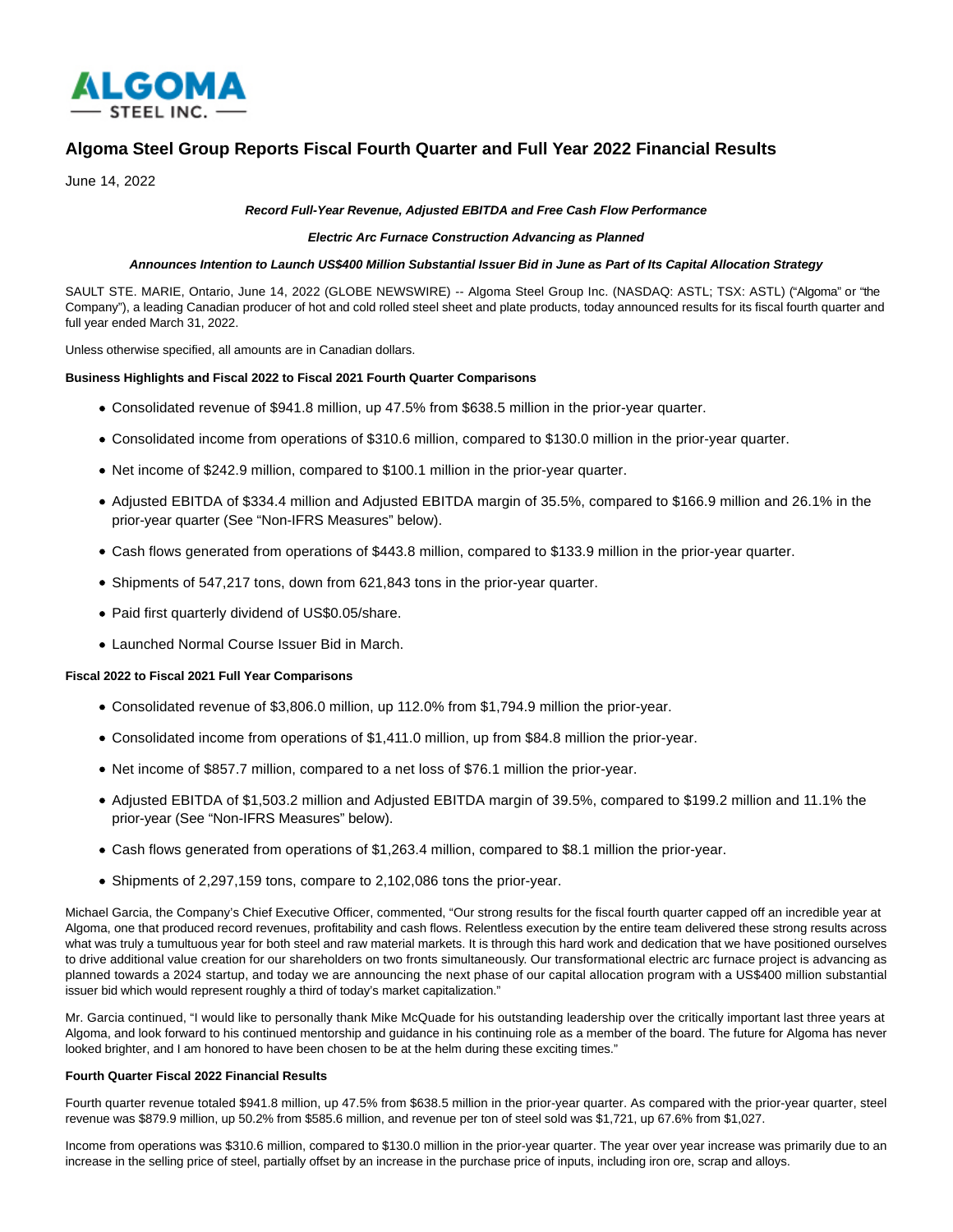ALGOMA STEEL INC.

# Algoma Steel Group Reports Fiscal Fourth Quarter and Full Year 2022 Financial Results

June 14, 2022

***Record Full-Year Revenue, Adjusted EBITDA and Free Cash Flow Performance***

***Electric Arc Furnace Construction Advancing as Planned***

***Announces Intention to Launch US$400 Million Substantial Issuer Bid in June as Part of Its Capital Allocation Strategy***

SAULT STE. MARIE, Ontario, June 14, 2022 (GLOBE NEWSWIRE) -- Algoma Steel Group Inc. (NASDAQ: ASTL; TSX: ASTL) ("Algoma" or "the Company"), a leading Canadian producer of hot and cold rolled steel sheet and plate products, today announced results for its fiscal fourth quarter and full year ended March 31, 2022.

Unless otherwise specified, all amounts are in Canadian dollars.

**Business Highlights and Fiscal 2022 to Fiscal 2021 Fourth Quarter Comparisons**

- Consolidated revenue of $941.8 million, up 47.5% from $638.5 million in the prior-year quarter.
- Consolidated income from operations of $310.6 million, compared to $130.0 million in the prior-year quarter.
- Net income of $242.9 million, compared to $100.1 million in the prior-year quarter.
- Adjusted EBITDA of $334.4 million and Adjusted EBITDA margin of 35.5%, compared to $166.9 million and 26.1% in the prior-year quarter (See "Non-IFRS Measures" below).
- Cash flows generated from operations of $443.8 million, compared to $133.9 million in the prior-year quarter.
- Shipments of 547,217 tons, down from 621,843 tons in the prior-year quarter.
- Paid first quarterly dividend of US$0.05/share.
- Launched Normal Course Issuer Bid in March.

**Fiscal 2022 to Fiscal 2021 Full Year Comparisons**

- Consolidated revenue of $3,806.0 million, up 112.0% from $1,794.9 million the prior-year.
- Consolidated income from operations of $1,411.0 million, up from $84.8 million the prior-year.
- Net income of $857.7 million, compared to a net loss of $76.1 million the prior-year.
- Adjusted EBITDA of $1,503.2 million and Adjusted EBITDA margin of 39.5%, compared to $199.2 million and 11.1% the prior-year (See "Non-IFRS Measures" below).
- Cash flows generated from operations of $1,263.4 million, compared to $8.1 million the prior-year.
- Shipments of 2,297,159 tons, compare to 2,102,086 tons the prior-year.

Michael Garcia, the Company's Chief Executive Officer, commented, "Our strong results for the fiscal fourth quarter capped off an incredible year at Algoma, one that produced record revenues, profitability and cash flows. Relentless execution by the entire team delivered these strong results across what was truly a tumultuous year for both steel and raw material markets. It is through this hard work and dedication that we have positioned ourselves to drive additional value creation for our shareholders on two fronts simultaneously. Our transformational electric arc furnace project is advancing as planned towards a 2024 startup, and today we are announcing the next phase of our capital allocation program with a US$400 million substantial issuer bid which would represent roughly a third of today's market capitalization."

Mr. Garcia continued, "I would like to personally thank Mike McQuade for his outstanding leadership over the critically important last three years at Algoma, and look forward to his continued mentorship and guidance in his continuing role as a member of the board. The future for Algoma has never looked brighter, and I am honored to have been chosen to be at the helm during these exciting times."

**Fourth Quarter Fiscal 2022 Financial Results**

Fourth quarter revenue totaled $941.8 million, up 47.5% from $638.5 million in the prior-year quarter. As compared with the prior-year quarter, steel revenue was $879.9 million, up 50.2% from $585.6 million, and revenue per ton of steel sold was $1,721, up 67.6% from $1,027.

Income from operations was $310.6 million, compared to $130.0 million in the prior-year quarter. The year over year increase was primarily due to an increase in the selling price of steel, partially offset by an increase in the purchase price of inputs, including iron ore, scrap and alloys.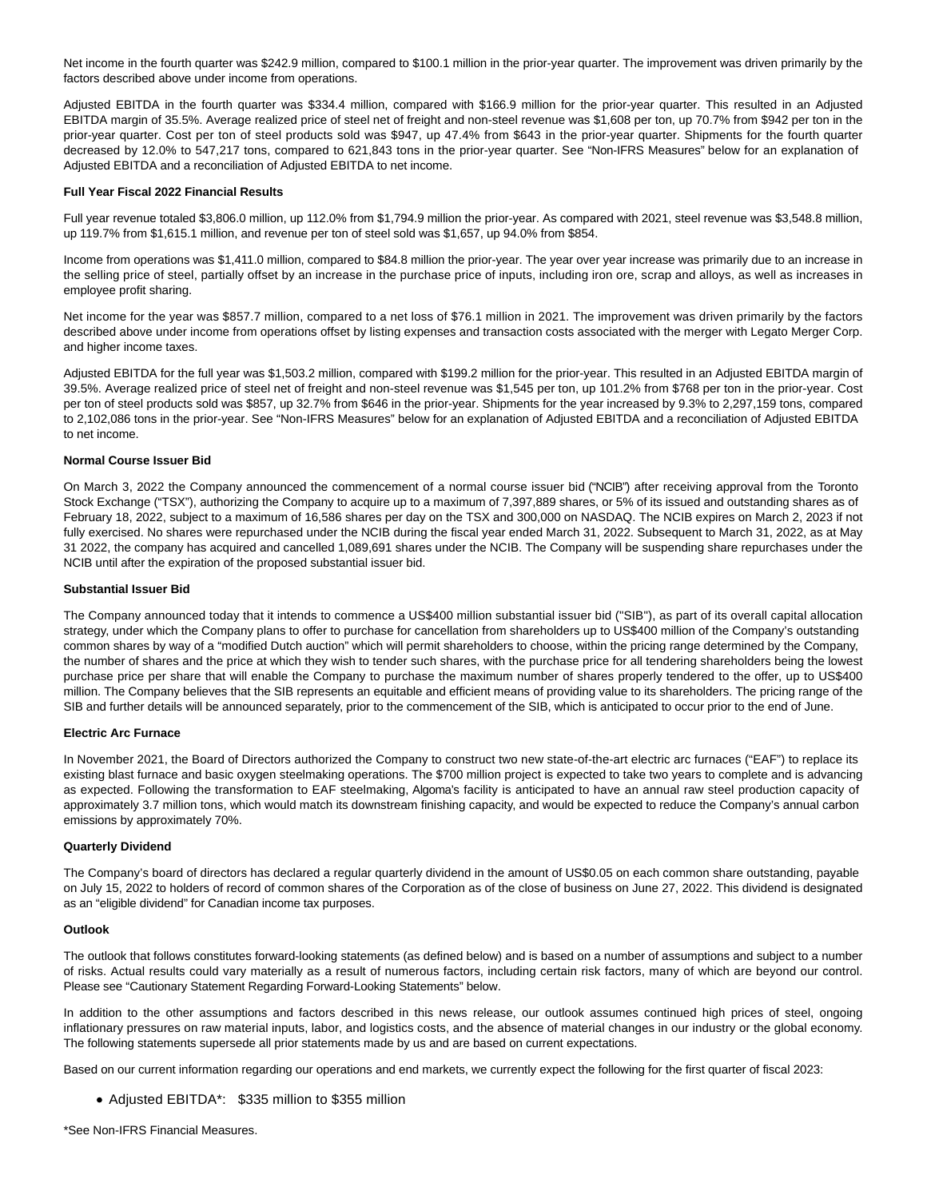Net income in the fourth quarter was $242.9 million, compared to $100.1 million in the prior-year quarter. The improvement was driven primarily by the factors described above under income from operations.

Adjusted EBITDA in the fourth quarter was $334.4 million, compared with $166.9 million for the prior-year quarter. This resulted in an Adjusted EBITDA margin of 35.5%. Average realized price of steel net of freight and non-steel revenue was $1,608 per ton, up 70.7% from $942 per ton in the prior-year quarter. Cost per ton of steel products sold was $947, up 47.4% from $643 in the prior-year quarter. Shipments for the fourth quarter decreased by 12.0% to 547,217 tons, compared to 621,843 tons in the prior-year quarter. See "Non-IFRS Measures" below for an explanation of Adjusted EBITDA and a reconciliation of Adjusted EBITDA to net income.

**Full Year Fiscal 2022 Financial Results**

Full year revenue totaled $3,806.0 million, up 112.0% from $1,794.9 million the prior-year. As compared with 2021, steel revenue was $3,548.8 million, up 119.7% from $1,615.1 million, and revenue per ton of steel sold was $1,657, up 94.0% from $854.

Income from operations was $1,411.0 million, compared to $84.8 million the prior-year. The year over year increase was primarily due to an increase in the selling price of steel, partially offset by an increase in the purchase price of inputs, including iron ore, scrap and alloys, as well as increases in employee profit sharing.

Net income for the year was $857.7 million, compared to a net loss of $76.1 million in 2021. The improvement was driven primarily by the factors described above under income from operations offset by listing expenses and transaction costs associated with the merger with Legato Merger Corp. and higher income taxes.

Adjusted EBITDA for the full year was $1,503.2 million, compared with $199.2 million for the prior-year. This resulted in an Adjusted EBITDA margin of 39.5%. Average realized price of steel net of freight and non-steel revenue was $1,545 per ton, up 101.2% from $768 per ton in the prior-year. Cost per ton of steel products sold was $857, up 32.7% from $646 in the prior-year. Shipments for the year increased by 9.3% to 2,297,159 tons, compared to 2,102,086 tons in the prior-year. See "Non-IFRS Measures" below for an explanation of Adjusted EBITDA and a reconciliation of Adjusted EBITDA to net income.

**Normal Course Issuer Bid**

On March 3, 2022 the Company announced the commencement of a normal course issuer bid ("NCIB") after receiving approval from the Toronto Stock Exchange ("TSX"), authorizing the Company to acquire up to a maximum of 7,397,889 shares, or 5% of its issued and outstanding shares as of February 18, 2022, subject to a maximum of 16,586 shares per day on the TSX and 300,000 on NASDAQ. The NCIB expires on March 2, 2023 if not fully exercised. No shares were repurchased under the NCIB during the fiscal year ended March 31, 2022. Subsequent to March 31, 2022, as at May 31 2022, the company has acquired and cancelled 1,089,691 shares under the NCIB. The Company will be suspending share repurchases under the NCIB until after the expiration of the proposed substantial issuer bid.

**Substantial Issuer Bid**

The Company announced today that it intends to commence a US$400 million substantial issuer bid ("SIB"), as part of its overall capital allocation strategy, under which the Company plans to offer to purchase for cancellation from shareholders up to US$400 million of the Company's outstanding common shares by way of a "modified Dutch auction" which will permit shareholders to choose, within the pricing range determined by the Company, the number of shares and the price at which they wish to tender such shares, with the purchase price for all tendering shareholders being the lowest purchase price per share that will enable the Company to purchase the maximum number of shares properly tendered to the offer, up to US$400 million. The Company believes that the SIB represents an equitable and efficient means of providing value to its shareholders. The pricing range of the SIB and further details will be announced separately, prior to the commencement of the SIB, which is anticipated to occur prior to the end of June.

**Electric Arc Furnace**

In November 2021, the Board of Directors authorized the Company to construct two new state-of-the-art electric arc furnaces ("EAF") to replace its existing blast furnace and basic oxygen steelmaking operations. The $700 million project is expected to take two years to complete and is advancing as expected. Following the transformation to EAF steelmaking, Algoma's facility is anticipated to have an annual raw steel production capacity of approximately 3.7 million tons, which would match its downstream finishing capacity, and would be expected to reduce the Company's annual carbon emissions by approximately 70%.

**Quarterly Dividend**

The Company's board of directors has declared a regular quarterly dividend in the amount of US$0.05 on each common share outstanding, payable on July 15, 2022 to holders of record of common shares of the Corporation as of the close of business on June 27, 2022. This dividend is designated as an "eligible dividend" for Canadian income tax purposes.

**Outlook**

The outlook that follows constitutes forward-looking statements (as defined below) and is based on a number of assumptions and subject to a number of risks. Actual results could vary materially as a result of numerous factors, including certain risk factors, many of which are beyond our control. Please see "Cautionary Statement Regarding Forward-Looking Statements" below.

In addition to the other assumptions and factors described in this news release, our outlook assumes continued high prices of steel, ongoing inflationary pressures on raw material inputs, labor, and logistics costs, and the absence of material changes in our industry or the global economy. The following statements supersede all prior statements made by us and are based on current expectations.

Based on our current information regarding our operations and end markets, we currently expect the following for the first quarter of fiscal 2023:

- Adjusted EBITDA*: $335 million to $355 million

*See Non-IFRS Financial Measures.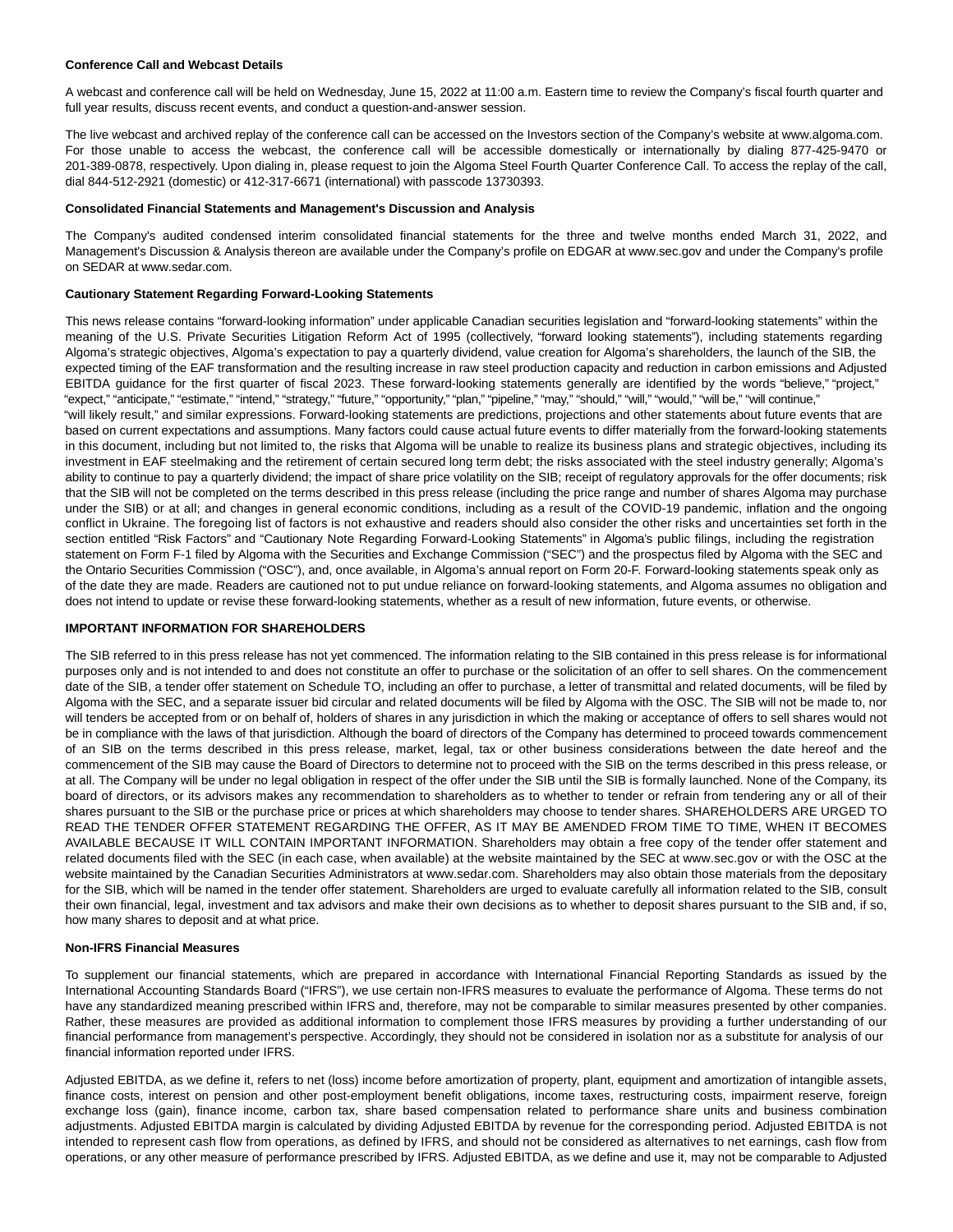**Conference Call and Webcast Details**

A webcast and conference call will be held on Wednesday, June 15, 2022 at 11:00 a.m. Eastern time to review the Company's fiscal fourth quarter and full year results, discuss recent events, and conduct a question-and-answer session.

The live webcast and archived replay of the conference call can be accessed on the Investors section of the Company's website at www.algoma.com. For those unable to access the webcast, the conference call will be accessible domestically or internationally by dialing 877-425-9470 or 201-389-0878, respectively. Upon dialing in, please request to join the Algoma Steel Fourth Quarter Conference Call. To access the replay of the call, dial 844-512-2921 (domestic) or 412-317-6671 (international) with passcode 13730393.

**Consolidated Financial Statements and Management's Discussion and Analysis**

The Company's audited condensed interim consolidated financial statements for the three and twelve months ended March 31, 2022, and Management's Discussion & Analysis thereon are available under the Company's profile on EDGAR at www.sec.gov and under the Company's profile on SEDAR at www.sedar.com.

**Cautionary Statement Regarding Forward-Looking Statements**

This news release contains "forward-looking information" under applicable Canadian securities legislation and "forward-looking statements" within the meaning of the U.S. Private Securities Litigation Reform Act of 1995 (collectively, "forward looking statements"), including statements regarding Algoma's strategic objectives, Algoma's expectation to pay a quarterly dividend, value creation for Algoma's shareholders, the launch of the SIB, the expected timing of the EAF transformation and the resulting increase in raw steel production capacity and reduction in carbon emissions and Adjusted EBITDA guidance for the first quarter of fiscal 2023. These forward-looking statements generally are identified by the words "believe," "project," "expect," "anticipate," "estimate," "intend," "strategy," "future," "opportunity," "plan," "pipeline," "may," "should," "will," "would," "will be," "will continue," "will likely result," and similar expressions. Forward-looking statements are predictions, projections and other statements about future events that are based on current expectations and assumptions. Many factors could cause actual future events to differ materially from the forward-looking statements in this document, including but not limited to, the risks that Algoma will be unable to realize its business plans and strategic objectives, including its investment in EAF steelmaking and the retirement of certain secured long term debt; the risks associated with the steel industry generally; Algoma's ability to continue to pay a quarterly dividend; the impact of share price volatility on the SIB; receipt of regulatory approvals for the offer documents; risk that the SIB will not be completed on the terms described in this press release (including the price range and number of shares Algoma may purchase under the SIB) or at all; and changes in general economic conditions, including as a result of the COVID-19 pandemic, inflation and the ongoing conflict in Ukraine. The foregoing list of factors is not exhaustive and readers should also consider the other risks and uncertainties set forth in the section entitled "Risk Factors" and "Cautionary Note Regarding Forward-Looking Statements" in Algoma's public filings, including the registration statement on Form F-1 filed by Algoma with the Securities and Exchange Commission ("SEC") and the prospectus filed by Algoma with the SEC and the Ontario Securities Commission ("OSC"), and, once available, in Algoma's annual report on Form 20-F. Forward-looking statements speak only as of the date they are made. Readers are cautioned not to put undue reliance on forward-looking statements, and Algoma assumes no obligation and does not intend to update or revise these forward-looking statements, whether as a result of new information, future events, or otherwise.

**IMPORTANT INFORMATION FOR SHAREHOLDERS**

The SIB referred to in this press release has not yet commenced. The information relating to the SIB contained in this press release is for informational purposes only and is not intended to and does not constitute an offer to purchase or the solicitation of an offer to sell shares. On the commencement date of the SIB, a tender offer statement on Schedule TO, including an offer to purchase, a letter of transmittal and related documents, will be filed by Algoma with the SEC, and a separate issuer bid circular and related documents will be filed by Algoma with the OSC. The SIB will not be made to, nor will tenders be accepted from or on behalf of, holders of shares in any jurisdiction in which the making or acceptance of offers to sell shares would not be in compliance with the laws of that jurisdiction. Although the board of directors of the Company has determined to proceed towards commencement of an SIB on the terms described in this press release, market, legal, tax or other business considerations between the date hereof and the commencement of the SIB may cause the Board of Directors to determine not to proceed with the SIB on the terms described in this press release, or at all. The Company will be under no legal obligation in respect of the offer under the SIB until the SIB is formally launched. None of the Company, its board of directors, or its advisors makes any recommendation to shareholders as to whether to tender or refrain from tendering any or all of their shares pursuant to the SIB or the purchase price or prices at which shareholders may choose to tender shares. SHAREHOLDERS ARE URGED TO READ THE TENDER OFFER STATEMENT REGARDING THE OFFER, AS IT MAY BE AMENDED FROM TIME TO TIME, WHEN IT BECOMES AVAILABLE BECAUSE IT WILL CONTAIN IMPORTANT INFORMATION. Shareholders may obtain a free copy of the tender offer statement and related documents filed with the SEC (in each case, when available) at the website maintained by the SEC at www.sec.gov or with the OSC at the website maintained by the Canadian Securities Administrators at www.sedar.com. Shareholders may also obtain those materials from the depositary for the SIB, which will be named in the tender offer statement. Shareholders are urged to evaluate carefully all information related to the SIB, consult their own financial, legal, investment and tax advisors and make their own decisions as to whether to deposit shares pursuant to the SIB and, if so, how many shares to deposit and at what price.

**Non-IFRS Financial Measures**

To supplement our financial statements, which are prepared in accordance with International Financial Reporting Standards as issued by the International Accounting Standards Board ("IFRS"), we use certain non-IFRS measures to evaluate the performance of Algoma. These terms do not have any standardized meaning prescribed within IFRS and, therefore, may not be comparable to similar measures presented by other companies. Rather, these measures are provided as additional information to complement those IFRS measures by providing a further understanding of our financial performance from management's perspective. Accordingly, they should not be considered in isolation nor as a substitute for analysis of our financial information reported under IFRS.

Adjusted EBITDA, as we define it, refers to net (loss) income before amortization of property, plant, equipment and amortization of intangible assets, finance costs, interest on pension and other post-employment benefit obligations, income taxes, restructuring costs, impairment reserve, foreign exchange loss (gain), finance income, carbon tax, share based compensation related to performance share units and business combination adjustments. Adjusted EBITDA margin is calculated by dividing Adjusted EBITDA by revenue for the corresponding period. Adjusted EBITDA is not intended to represent cash flow from operations, as defined by IFRS, and should not be considered as alternatives to net earnings, cash flow from operations, or any other measure of performance prescribed by IFRS. Adjusted EBITDA, as we define and use it, may not be comparable to Adjusted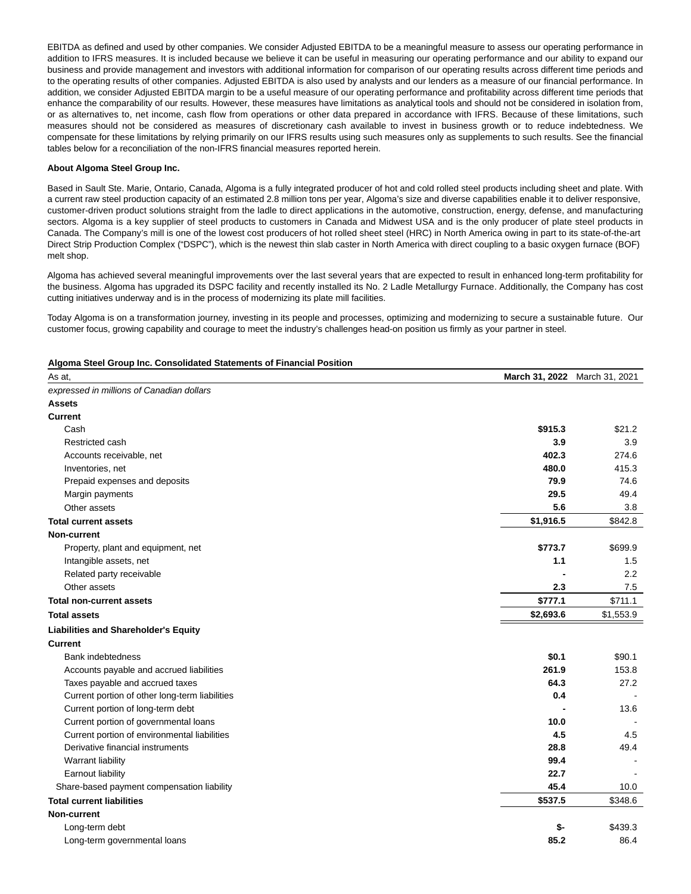EBITDA as defined and used by other companies. We consider Adjusted EBITDA to be a meaningful measure to assess our operating performance in addition to IFRS measures. It is included because we believe it can be useful in measuring our operating performance and our ability to expand our business and provide management and investors with additional information for comparison of our operating results across different time periods and to the operating results of other companies. Adjusted EBITDA is also used by analysts and our lenders as a measure of our financial performance. In addition, we consider Adjusted EBITDA margin to be a useful measure of our operating performance and profitability across different time periods that enhance the comparability of our results. However, these measures have limitations as analytical tools and should not be considered in isolation from, or as alternatives to, net income, cash flow from operations or other data prepared in accordance with IFRS. Because of these limitations, such measures should not be considered as measures of discretionary cash available to invest in business growth or to reduce indebtedness. We compensate for these limitations by relying primarily on our IFRS results using such measures only as supplements to such results. See the financial tables below for a reconciliation of the non-IFRS financial measures reported herein.

**About Algoma Steel Group Inc.**

Based in Sault Ste. Marie, Ontario, Canada, Algoma is a fully integrated producer of hot and cold rolled steel products including sheet and plate. With a current raw steel production capacity of an estimated 2.8 million tons per year, Algoma's size and diverse capabilities enable it to deliver responsive, customer-driven product solutions straight from the ladle to direct applications in the automotive, construction, energy, defense, and manufacturing sectors. Algoma is a key supplier of steel products to customers in Canada and Midwest USA and is the only producer of plate steel products in Canada. The Company's mill is one of the lowest cost producers of hot rolled sheet steel (HRC) in North America owing in part to its state-of-the-art Direct Strip Production Complex ("DSPC"), which is the newest thin slab caster in North America with direct coupling to a basic oxygen furnace (BOF) melt shop.

Algoma has achieved several meaningful improvements over the last several years that are expected to result in enhanced long-term profitability for the business. Algoma has upgraded its DSPC facility and recently installed its No. 2 Ladle Metallurgy Furnace. Additionally, the Company has cost cutting initiatives underway and is in the process of modernizing its plate mill facilities.

Today Algoma is on a transformation journey, investing in its people and processes, optimizing and modernizing to secure a sustainable future. Our customer focus, growing capability and courage to meet the industry's challenges head-on position us firmly as your partner in steel.

**Algoma Steel Group Inc. Consolidated Statements of Financial Position**

| As at, | **March 31, 2022** | March 31, 2021 |
|---|---|---|
| *expressed in millions of Canadian dollars* | | |
| **Assets** | | |
| **Current** | | |
| Cash | **$915.3** | $21.2 |
| Restricted cash | **3.9** | 3.9 |
| Accounts receivable, net | **402.3** | 274.6 |
| Inventories, net | **480.0** | 415.3 |
| Prepaid expenses and deposits | **79.9** | 74.6 |
| Margin payments | **29.5** | 49.4 |
| Other assets | **5.6** | 3.8 |
| **Total current assets** | **$1,916.5** | $842.8 |
| **Non-current** | | |
| Property, plant and equipment, net | **$773.7** | $699.9 |
| Intangible assets, net | **1.1** | 1.5 |
| Related party receivable | **-** | 2.2 |
| Other assets | **2.3** | 7.5 |
| **Total non-current assets** | **$777.1** | $711.1 |
| **Total assets** | **$2,693.6** | $1,553.9 |
| **Liabilities and Shareholder's Equity** | | |
| **Current** | | |
| Bank indebtedness | **$0.1** | $90.1 |
| Accounts payable and accrued liabilities | **261.9** | 153.8 |
| Taxes payable and accrued taxes | **64.3** | 27.2 |
| Current portion of other long-term liabilities | **0.4** | - |
| Current portion of long-term debt | **-** | 13.6 |
| Current portion of governmental loans | **10.0** | - |
| Current portion of environmental liabilities | **4.5** | 4.5 |
| Derivative financial instruments | **28.8** | 49.4 |
| Warrant liability | **99.4** | - |
| Earnout liability | **22.7** | - |
| Share-based payment compensation liability | **45.4** | 10.0 |
| **Total current liabilities** | **$537.5** | $348.6 |
| **Non-current** | | |
| Long-term debt | **$-** | $439.3 |
| Long-term governmental loans | **85.2** | 86.4 |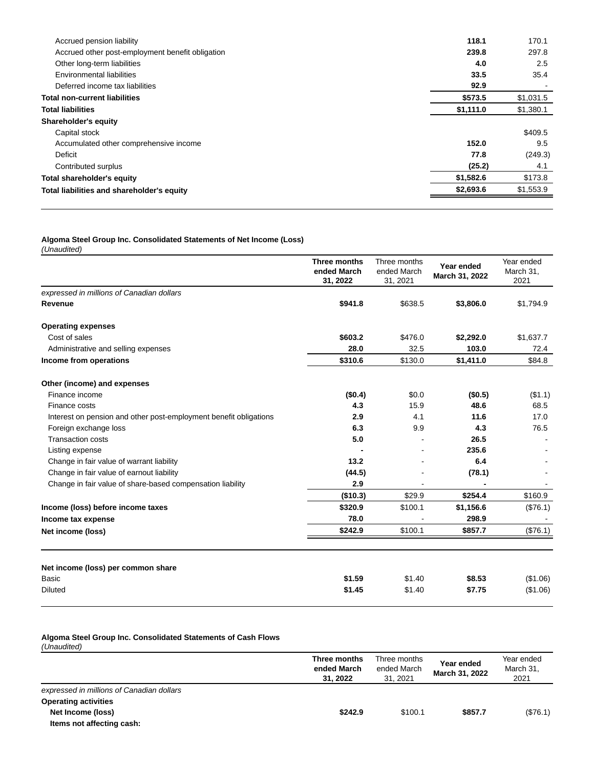| | | |
|---|---|---|
| Accrued pension liability | **118.1** | 170.1 |
| Accrued other post-employment benefit obligation | **239.8** | 297.8 |
| Other long-term liabilities | **4.0** | 2.5 |
| Environmental liabilities | **33.5** | 35.4 |
| Deferred income tax liabilities | **92.9** | - |
| **Total non-current liabilities** | **$573.5** | $1,031.5 |
| **Total liabilities** | **$1,111.0** | $1,380.1 |
| **Shareholder's equity** | | |
| Capital stock | | $409.5 |
| Accumulated other comprehensive income | **152.0** | 9.5 |
| Deficit | **77.8** | (249.3) |
| Contributed surplus | **(25.2)** | 4.1 |
| **Total shareholder's equity** | **$1,582.6** | $173.8 |
| **Total liabilities and shareholder's equity** | **$2,693.6** | $1,553.9 |

**Algoma Steel Group Inc. Consolidated Statements of Net Income (Loss)**
*(Unaudited)*

| | **Three months ended March 31, 2022** | Three months ended March 31, 2021 | **Year ended March 31, 2022** | Year ended March 31, 2021 |
|---|---|---|---|---|
| *expressed in millions of Canadian dollars* | | | | |
| **Revenue** | **$941.8** | $638.5 | **$3,806.0** | $1,794.9 |
| **Operating expenses** | | | | |
| Cost of sales | **$603.2** | $476.0 | **$2,292.0** | $1,637.7 |
| Administrative and selling expenses | **28.0** | 32.5 | **103.0** | 72.4 |
| **Income from operations** | **$310.6** | $130.0 | **$1,411.0** | $84.8 |
| **Other (income) and expenses** | | | | |
| Finance income | **($0.4)** | $0.0 | **($0.5)** | ($1.1) |
| Finance costs | **4.3** | 15.9 | **48.6** | 68.5 |
| Interest on pension and other post-employment benefit obligations | **2.9** | 4.1 | **11.6** | 17.0 |
| Foreign exchange loss | **6.3** | 9.9 | **4.3** | 76.5 |
| Transaction costs | **5.0** | - | **26.5** | - |
| Listing expense | **-** | - | **235.6** | - |
| Change in fair value of warrant liability | **13.2** | - | **6.4** | - |
| Change in fair value of earnout liability | **(44.5)** | - | **(78.1)** | - |
| Change in fair value of share-based compensation liability | **2.9** | - | **-** | - |
| | **($10.3)** | $29.9 | **$254.4** | $160.9 |
| **Income (loss) before income taxes** | **$320.9** | $100.1 | **$1,156.6** | ($76.1) |
| **Income tax expense** | **78.0** | - | **298.9** | - |
| **Net income (loss)** | **$242.9** | $100.1 | **$857.7** | ($76.1) |
| | | | | |
| **Net income (loss) per common share** | | | | |
| Basic | **$1.59** | $1.40 | **$8.53** | ($1.06) |
| Diluted | **$1.45** | $1.40 | **$7.75** | ($1.06) |

**Algoma Steel Group Inc. Consolidated Statements of Cash Flows**
*(Unaudited)*

| | **Three months ended March 31, 2022** | Three months ended March 31, 2021 | **Year ended March 31, 2022** | Year ended March 31, 2021 |
|---|---|---|---|---|
| *expressed in millions of Canadian dollars* | | | | |
| **Operating activities** | | | | |
| **Net Income (loss)** | **$242.9** | $100.1 | **$857.7** | ($76.1) |
| **Items not affecting cash:** | | | | |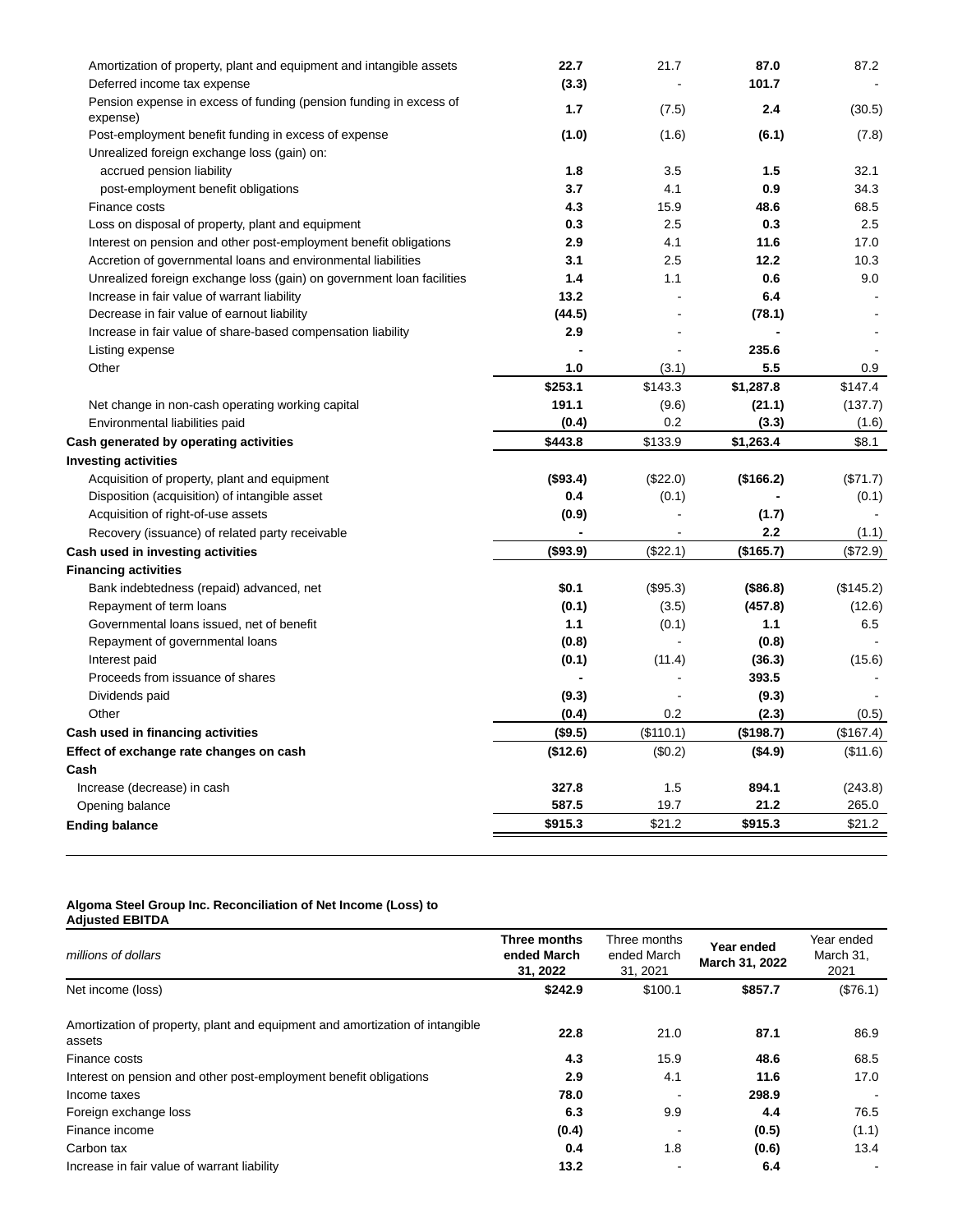| | | | | |
|---|---|---|---|---|
| Amortization of property, plant and equipment and intangible assets | **22.7** | 21.7 | **87.0** | 87.2 |
| Deferred income tax expense | **(3.3)** | - | **101.7** | - |
| Pension expense in excess of funding (pension funding in excess of expense) | **1.7** | (7.5) | **2.4** | (30.5) |
| Post-employment benefit funding in excess of expense | **(1.0)** | (1.6) | **(6.1)** | (7.8) |
| Unrealized foreign exchange loss (gain) on: | | | | |
| accrued pension liability | **1.8** | 3.5 | **1.5** | 32.1 |
| post-employment benefit obligations | **3.7** | 4.1 | **0.9** | 34.3 |
| Finance costs | **4.3** | 15.9 | **48.6** | 68.5 |
| Loss on disposal of property, plant and equipment | **0.3** | 2.5 | **0.3** | 2.5 |
| Interest on pension and other post-employment benefit obligations | **2.9** | 4.1 | **11.6** | 17.0 |
| Accretion of governmental loans and environmental liabilities | **3.1** | 2.5 | **12.2** | 10.3 |
| Unrealized foreign exchange loss (gain) on government loan facilities | **1.4** | 1.1 | **0.6** | 9.0 |
| Increase in fair value of warrant liability | **13.2** | - | **6.4** | - |
| Decrease in fair value of earnout liability | **(44.5)** | - | **(78.1)** | - |
| Increase in fair value of share-based compensation liability | **2.9** | - | **-** | - |
| Listing expense | **-** | - | **235.6** | - |
| Other | **1.0** | (3.1) | **5.5** | 0.9 |
| | **$253.1** | $143.3 | **$1,287.8** | $147.4 |
| Net change in non-cash operating working capital | **191.1** | (9.6) | **(21.1)** | (137.7) |
| Environmental liabilities paid | **(0.4)** | 0.2 | **(3.3)** | (1.6) |
| **Cash generated by operating activities** | **$443.8** | $133.9 | **$1,263.4** | $8.1 |
| **Investing activities** | | | | |
| Acquisition of property, plant and equipment | **($93.4)** | ($22.0) | **($166.2)** | ($71.7) |
| Disposition (acquisition) of intangible asset | **0.4** | (0.1) | **-** | (0.1) |
| Acquisition of right-of-use assets | **(0.9)** | - | **(1.7)** | - |
| Recovery (issuance) of related party receivable | **-** | - | **2.2** | (1.1) |
| **Cash used in investing activities** | **($93.9)** | ($22.1) | **($165.7)** | ($72.9) |
| **Financing activities** | | | | |
| Bank indebtedness (repaid) advanced, net | **$0.1** | ($95.3) | **($86.8)** | ($145.2) |
| Repayment of term loans | **(0.1)** | (3.5) | **(457.8)** | (12.6) |
| Governmental loans issued, net of benefit | **1.1** | (0.1) | **1.1** | 6.5 |
| Repayment of governmental loans | **(0.8)** | - | **(0.8)** | - |
| Interest paid | **(0.1)** | (11.4) | **(36.3)** | (15.6) |
| Proceeds from issuance of shares | **-** | - | **393.5** | - |
| Dividends paid | **(9.3)** | - | **(9.3)** | - |
| Other | **(0.4)** | 0.2 | **(2.3)** | (0.5) |
| **Cash used in financing activities** | **($9.5)** | ($110.1) | **($198.7)** | ($167.4) |
| **Effect of exchange rate changes on cash** | **($12.6)** | ($0.2) | **($4.9)** | ($11.6) |
| **Cash** | | | | |
| Increase (decrease) in cash | **327.8** | 1.5 | **894.1** | (243.8) |
| Opening balance | **587.5** | 19.7 | **21.2** | 265.0 |
| **Ending balance** | **$915.3** | $21.2 | **$915.3** | $21.2 |

**Algoma Steel Group Inc. Reconciliation of Net Income (Loss) to Adjusted EBITDA**

| *millions of dollars* | **Three months ended March 31, 2022** | Three months ended March 31, 2021 | **Year ended March 31, 2022** | Year ended March 31, 2021 |
|---|---|---|---|---|
| Net income (loss) | **$242.9** | $100.1 | **$857.7** | ($76.1) |
| Amortization of property, plant and equipment and amortization of intangible assets | **22.8** | 21.0 | **87.1** | 86.9 |
| Finance costs | **4.3** | 15.9 | **48.6** | 68.5 |
| Interest on pension and other post-employment benefit obligations | **2.9** | 4.1 | **11.6** | 17.0 |
| Income taxes | **78.0** | - | **298.9** | - |
| Foreign exchange loss | **6.3** | 9.9 | **4.4** | 76.5 |
| Finance income | **(0.4)** | - | **(0.5)** | (1.1) |
| Carbon tax | **0.4** | 1.8 | **(0.6)** | 13.4 |
| Increase in fair value of warrant liability | **13.2** | - | **6.4** | - |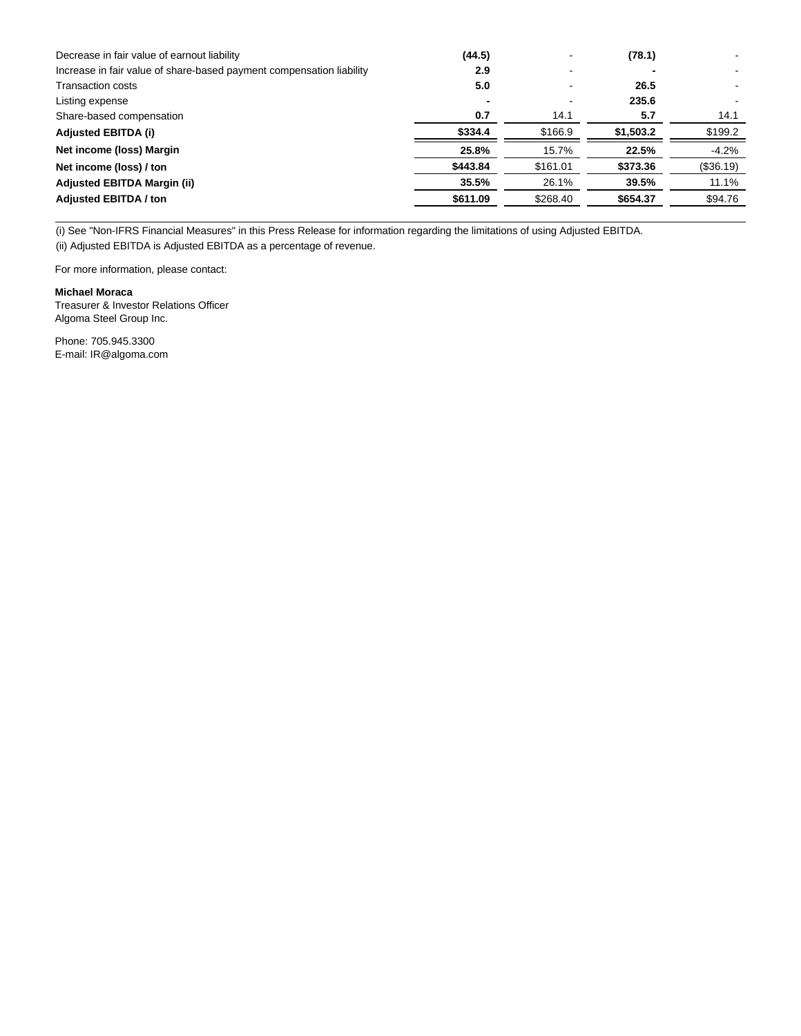| | | | | |
|---|---|---|---|---|
| Decrease in fair value of earnout liability | **(44.5)** | - | **(78.1)** | - |
| Increase in fair value of share-based payment compensation liability | **2.9** | - | **-** | - |
| Transaction costs | **5.0** | - | **26.5** | - |
| Listing expense | **-** | - | **235.6** | - |
| Share-based compensation | **0.7** | 14.1 | **5.7** | 14.1 |
| **Adjusted EBITDA (i)** | **$334.4** | $166.9 | **$1,503.2** | $199.2 |
| **Net income (loss) Margin** | **25.8%** | 15.7% | **22.5%** | -4.2% |
| **Net income (loss) / ton** | **$443.84** | $161.01 | **$373.36** | ($36.19) |
| **Adjusted EBITDA Margin (ii)** | **35.5%** | 26.1% | **39.5%** | 11.1% |
| **Adjusted EBITDA / ton** | **$611.09** | $268.40 | **$654.37** | $94.76 |

(i) See "Non-IFRS Financial Measures" in this Press Release for information regarding the limitations of using Adjusted EBITDA.

(ii) Adjusted EBITDA is Adjusted EBITDA as a percentage of revenue.

For more information, please contact:

**Michael Moraca**
Treasurer & Investor Relations Officer
Algoma Steel Group Inc.

Phone: 705.945.3300
E-mail: IR@algoma.com